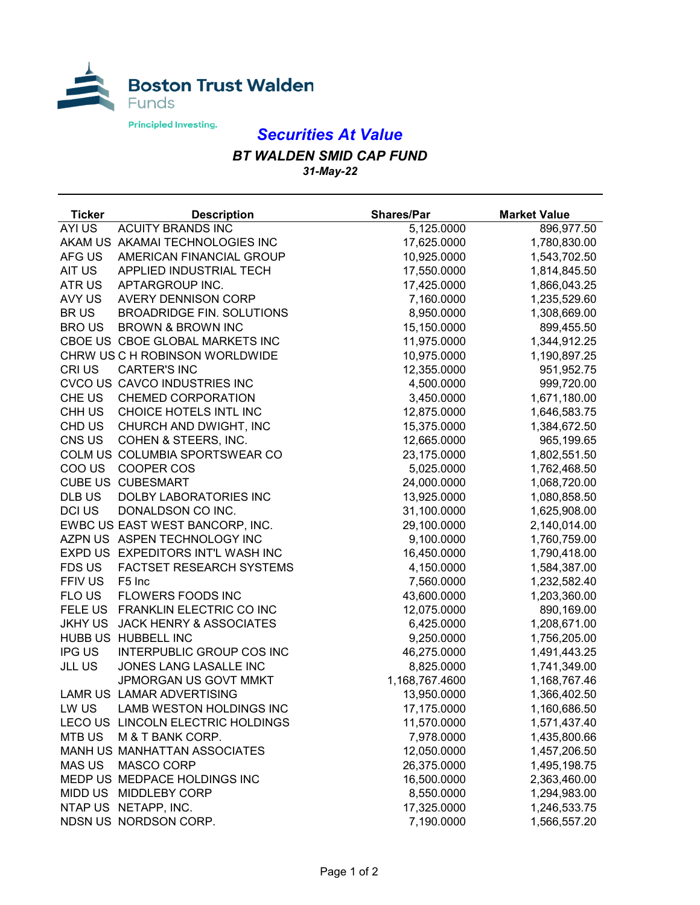Boston Trust Walden
Funds

Principled Investing.

# Securities At Value

## BT WALDEN SMID CAP FUND

*31-May-22*

| Ticker | Description | Shares/Par | Market Value |
|---|---|---|---|
| AYI US | ACUITY BRANDS INC | 5,125.0000 | 896,977.50 |
| AKAM US | AKAMAI TECHNOLOGIES INC | 17,625.0000 | 1,780,830.00 |
| AFG US | AMERICAN FINANCIAL GROUP | 10,925.0000 | 1,543,702.50 |
| AIT US | APPLIED INDUSTRIAL TECH | 17,550.0000 | 1,814,845.50 |
| ATR US | APTARGROUP INC. | 17,425.0000 | 1,866,043.25 |
| AVY US | AVERY DENNISON CORP | 7,160.0000 | 1,235,529.60 |
| BR US | BROADRIDGE FIN. SOLUTIONS | 8,950.0000 | 1,308,669.00 |
| BRO US | BROWN & BROWN INC | 15,150.0000 | 899,455.50 |
| CBOE US | CBOE GLOBAL MARKETS INC | 11,975.0000 | 1,344,912.25 |
| CHRW US | C H ROBINSON WORLDWIDE | 10,975.0000 | 1,190,897.25 |
| CRI US | CARTER'S INC | 12,355.0000 | 951,952.75 |
| CVCO US | CAVCO INDUSTRIES INC | 4,500.0000 | 999,720.00 |
| CHE US | CHEMED CORPORATION | 3,450.0000 | 1,671,180.00 |
| CHH US | CHOICE HOTELS INTL INC | 12,875.0000 | 1,646,583.75 |
| CHD US | CHURCH AND DWIGHT, INC | 15,375.0000 | 1,384,672.50 |
| CNS US | COHEN & STEERS, INC. | 12,665.0000 | 965,199.65 |
| COLM US | COLUMBIA SPORTSWEAR CO | 23,175.0000 | 1,802,551.50 |
| COO US | COOPER COS | 5,025.0000 | 1,762,468.50 |
| CUBE US | CUBESMART | 24,000.0000 | 1,068,720.00 |
| DLB US | DOLBY LABORATORIES INC | 13,925.0000 | 1,080,858.50 |
| DCI US | DONALDSON CO INC. | 31,100.0000 | 1,625,908.00 |
| EWBC US | EAST WEST BANCORP, INC. | 29,100.0000 | 2,140,014.00 |
| AZPN US | ASPEN TECHNOLOGY INC | 9,100.0000 | 1,760,759.00 |
| EXPD US | EXPEDITORS INT'L WASH INC | 16,450.0000 | 1,790,418.00 |
| FDS US | FACTSET RESEARCH SYSTEMS | 4,150.0000 | 1,584,387.00 |
| FFIV US | F5 Inc | 7,560.0000 | 1,232,582.40 |
| FLO US | FLOWERS FOODS INC | 43,600.0000 | 1,203,360.00 |
| FELE US | FRANKLIN ELECTRIC CO INC | 12,075.0000 | 890,169.00 |
| JKHY US | JACK HENRY & ASSOCIATES | 6,425.0000 | 1,208,671.00 |
| HUBB US | HUBBELL INC | 9,250.0000 | 1,756,205.00 |
| IPG US | INTERPUBLIC GROUP COS INC | 46,275.0000 | 1,491,443.25 |
| JLL US | JONES LANG LASALLE INC | 8,825.0000 | 1,741,349.00 |
| | JPMORGAN US GOVT MMKT | 1,168,767.4600 | 1,168,767.46 |
| LAMR US | LAMAR ADVERTISING | 13,950.0000 | 1,366,402.50 |
| LW US | LAMB WESTON HOLDINGS INC | 17,175.0000 | 1,160,686.50 |
| LECO US | LINCOLN ELECTRIC HOLDINGS | 11,570.0000 | 1,571,437.40 |
| MTB US | M & T BANK CORP. | 7,978.0000 | 1,435,800.66 |
| MANH US | MANHATTAN ASSOCIATES | 12,050.0000 | 1,457,206.50 |
| MAS US | MASCO CORP | 26,375.0000 | 1,495,198.75 |
| MEDP US | MEDPACE HOLDINGS INC | 16,500.0000 | 2,363,460.00 |
| MIDD US | MIDDLEBY CORP | 8,550.0000 | 1,294,983.00 |
| NTAP US | NETAPP, INC. | 17,325.0000 | 1,246,533.75 |
| NDSN US | NORDSON CORP. | 7,190.0000 | 1,566,557.20 |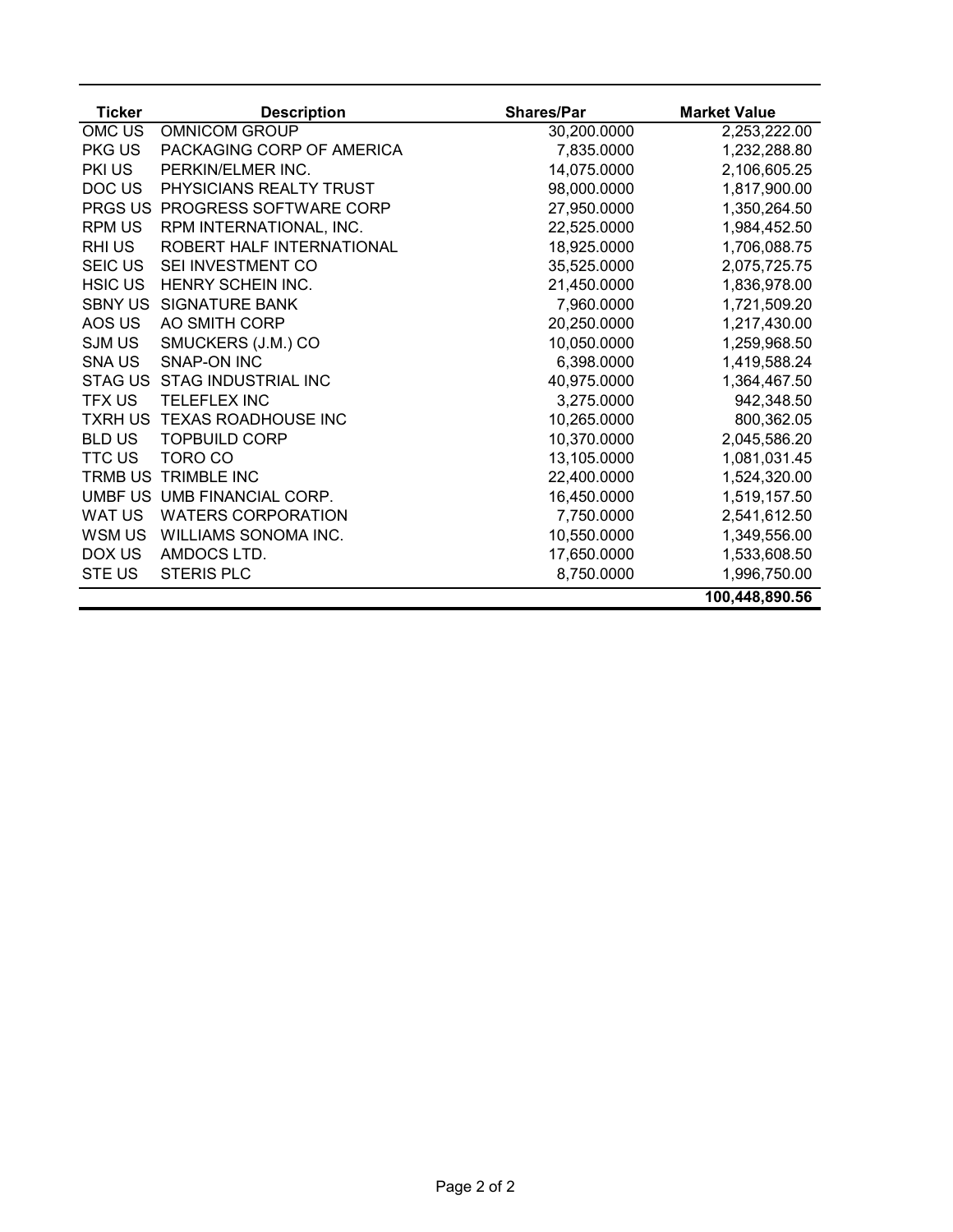| Ticker | Description | Shares/Par | Market Value |
|---|---|---|---|
| OMC US | OMNICOM GROUP | 30,200.0000 | 2,253,222.00 |
| PKG US | PACKAGING CORP OF AMERICA | 7,835.0000 | 1,232,288.80 |
| PKI US | PERKIN/ELMER INC. | 14,075.0000 | 2,106,605.25 |
| DOC US | PHYSICIANS REALTY TRUST | 98,000.0000 | 1,817,900.00 |
| PRGS US | PROGRESS SOFTWARE CORP | 27,950.0000 | 1,350,264.50 |
| RPM US | RPM INTERNATIONAL, INC. | 22,525.0000 | 1,984,452.50 |
| RHI US | ROBERT HALF INTERNATIONAL | 18,925.0000 | 1,706,088.75 |
| SEIC US | SEI INVESTMENT CO | 35,525.0000 | 2,075,725.75 |
| HSIC US | HENRY SCHEIN INC. | 21,450.0000 | 1,836,978.00 |
| SBNY US | SIGNATURE BANK | 7,960.0000 | 1,721,509.20 |
| AOS US | AO SMITH CORP | 20,250.0000 | 1,217,430.00 |
| SJM US | SMUCKERS (J.M.) CO | 10,050.0000 | 1,259,968.50 |
| SNA US | SNAP-ON INC | 6,398.0000 | 1,419,588.24 |
| STAG US | STAG INDUSTRIAL INC | 40,975.0000 | 1,364,467.50 |
| TFX US | TELEFLEX INC | 3,275.0000 | 942,348.50 |
| TXRH US | TEXAS ROADHOUSE INC | 10,265.0000 | 800,362.05 |
| BLD US | TOPBUILD CORP | 10,370.0000 | 2,045,586.20 |
| TTC US | TORO CO | 13,105.0000 | 1,081,031.45 |
| TRMB US | TRIMBLE INC | 22,400.0000 | 1,524,320.00 |
| UMBF US | UMB FINANCIAL CORP. | 16,450.0000 | 1,519,157.50 |
| WAT US | WATERS CORPORATION | 7,750.0000 | 2,541,612.50 |
| WSM US | WILLIAMS SONOMA INC. | 10,550.0000 | 1,349,556.00 |
| DOX US | AMDOCS LTD. | 17,650.0000 | 1,533,608.50 |
| STE US | STERIS PLC | 8,750.0000 | 1,996,750.00 |
| | | | **100,448,890.56** |